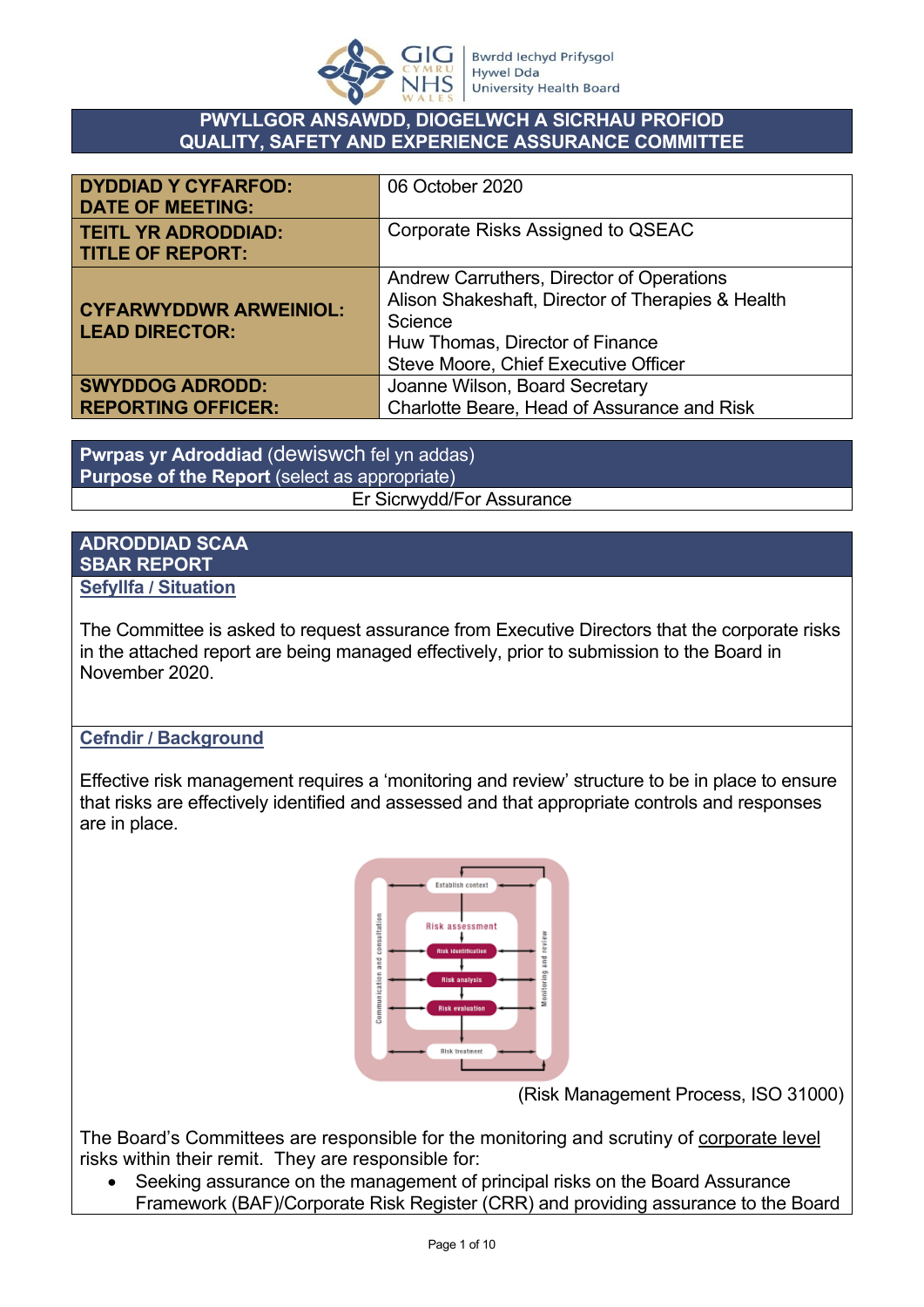Bwrdd Iechyd Prifysgol Hywel Dda University Health Board

# PWYLLGOR ANSAWDD, DIOGELWCH A SICRHAU PROFIOD
# QUALITY, SAFETY AND EXPERIENCE ASSURANCE COMMITTEE

| | |
|---|---|
| **DYDDIAD Y CYFARFOD: DATE OF MEETING:** | 06 October 2020 |
| **TEITL YR ADRODDIAD: TITLE OF REPORT:** | Corporate Risks Assigned to QSEAC |
| **CYFARWYDDWR ARWEINIOL: LEAD DIRECTOR:** | Andrew Carruthers, Director of Operations<br>Alison Shakeshaft, Director of Therapies & Health Science<br>Huw Thomas, Director of Finance<br>Steve Moore, Chief Executive Officer |
| **SWYDDOG ADRODD: REPORTING OFFICER:** | Joanne Wilson, Board Secretary<br>Charlotte Beare, Head of Assurance and Risk |

| **Pwrpas yr Adroddiad** (dewiswch fel yn addas)<br>**Purpose of the Report** (select as appropriate) |
|---|
| Er Sicrwydd/For Assurance |

## ADRODDIAD SCAA
## SBAR REPORT

### Sefyllfa / Situation

The Committee is asked to request assurance from Executive Directors that the corporate risks in the attached report are being managed effectively, prior to submission to the Board in November 2020.

### Cefndir / Background

Effective risk management requires a 'monitoring and review' structure to be in place to ensure that risks are effectively identified and assessed and that appropriate controls and responses are in place.

Establish context → Risk assessment (Risk identification → Risk analysis → Risk evaluation) → Risk treatment; Communication and consultation; Monitoring and review

(Risk Management Process, ISO 31000)

The Board's Committees are responsible for the monitoring and scrutiny of corporate level risks within their remit. They are responsible for:

- Seeking assurance on the management of principal risks on the Board Assurance Framework (BAF)/Corporate Risk Register (CRR) and providing assurance to the Board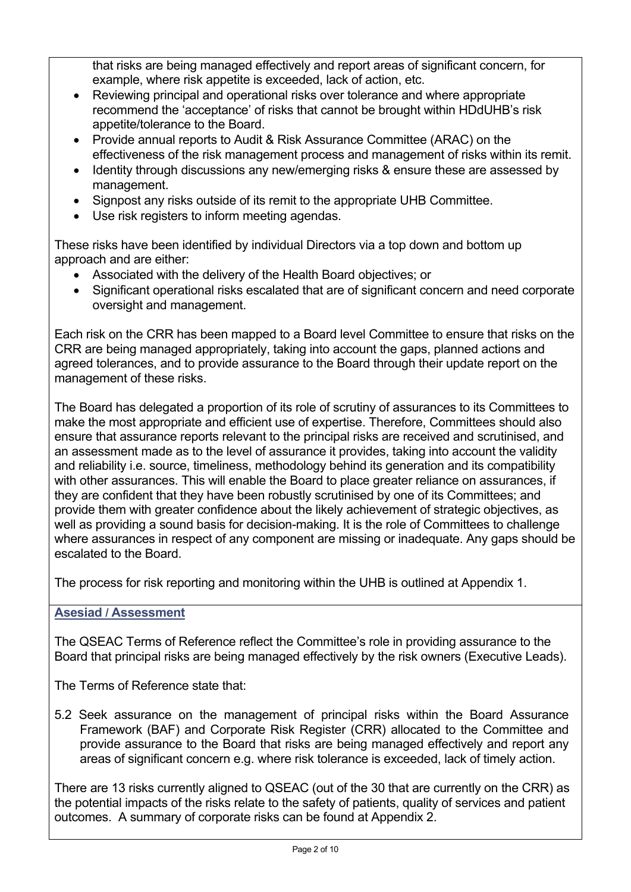that risks are being managed effectively and report areas of significant concern, for example, where risk appetite is exceeded, lack of action, etc.
- Reviewing principal and operational risks over tolerance and where appropriate recommend the 'acceptance' of risks that cannot be brought within HDdUHB's risk appetite/tolerance to the Board.
- Provide annual reports to Audit & Risk Assurance Committee (ARAC) on the effectiveness of the risk management process and management of risks within its remit.
- Identity through discussions any new/emerging risks & ensure these are assessed by management.
- Signpost any risks outside of its remit to the appropriate UHB Committee.
- Use risk registers to inform meeting agendas.

These risks have been identified by individual Directors via a top down and bottom up approach and are either:

- Associated with the delivery of the Health Board objectives; or
- Significant operational risks escalated that are of significant concern and need corporate oversight and management.

Each risk on the CRR has been mapped to a Board level Committee to ensure that risks on the CRR are being managed appropriately, taking into account the gaps, planned actions and agreed tolerances, and to provide assurance to the Board through their update report on the management of these risks.

The Board has delegated a proportion of its role of scrutiny of assurances to its Committees to make the most appropriate and efficient use of expertise. Therefore, Committees should also ensure that assurance reports relevant to the principal risks are received and scrutinised, and an assessment made as to the level of assurance it provides, taking into account the validity and reliability i.e. source, timeliness, methodology behind its generation and its compatibility with other assurances. This will enable the Board to place greater reliance on assurances, if they are confident that they have been robustly scrutinised by one of its Committees; and provide them with greater confidence about the likely achievement of strategic objectives, as well as providing a sound basis for decision-making. It is the role of Committees to challenge where assurances in respect of any component are missing or inadequate. Any gaps should be escalated to the Board.

The process for risk reporting and monitoring within the UHB is outlined at Appendix 1.

## Asesiad / Assessment

The QSEAC Terms of Reference reflect the Committee's role in providing assurance to the Board that principal risks are being managed effectively by the risk owners (Executive Leads).

The Terms of Reference state that:

5.2 Seek assurance on the management of principal risks within the Board Assurance Framework (BAF) and Corporate Risk Register (CRR) allocated to the Committee and provide assurance to the Board that risks are being managed effectively and report any areas of significant concern e.g. where risk tolerance is exceeded, lack of timely action.

There are 13 risks currently aligned to QSEAC (out of the 30 that are currently on the CRR) as the potential impacts of the risks relate to the safety of patients, quality of services and patient outcomes. A summary of corporate risks can be found at Appendix 2.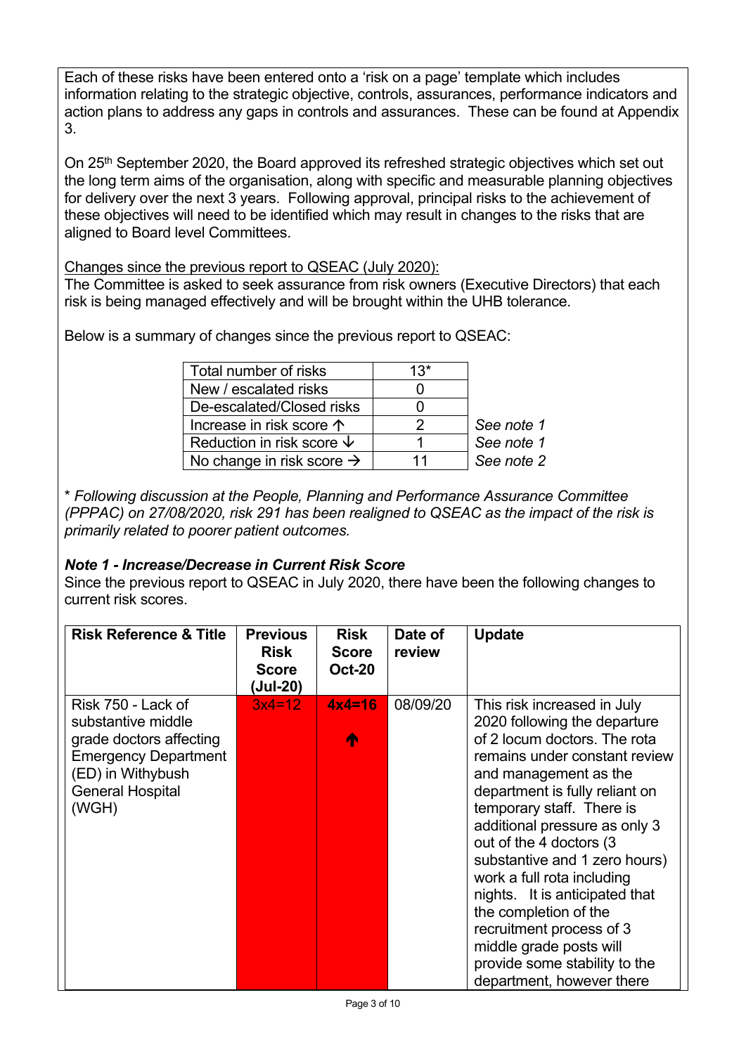Each of these risks have been entered onto a 'risk on a page' template which includes information relating to the strategic objective, controls, assurances, performance indicators and action plans to address any gaps in controls and assurances. These can be found at Appendix 3.

On 25th September 2020, the Board approved its refreshed strategic objectives which set out the long term aims of the organisation, along with specific and measurable planning objectives for delivery over the next 3 years. Following approval, principal risks to the achievement of these objectives will need to be identified which may result in changes to the risks that are aligned to Board level Committees.

Changes since the previous report to QSEAC (July 2020):

The Committee is asked to seek assurance from risk owners (Executive Directors) that each risk is being managed effectively and will be brought within the UHB tolerance.

Below is a summary of changes since the previous report to QSEAC:

| | | |
|---|---|---|
| Total number of risks | 13* | |
| New / escalated risks | 0 | |
| De-escalated/Closed risks | 0 | |
| Increase in risk score ↑ | 2 | *See note 1* |
| Reduction in risk score ↓ | 1 | *See note 1* |
| No change in risk score → | 11 | *See note 2* |

\* *Following discussion at the People, Planning and Performance Assurance Committee (PPPAC) on 27/08/2020, risk 291 has been realigned to QSEAC as the impact of the risk is primarily related to poorer patient outcomes.*

***Note 1 - Increase/Decrease in Current Risk Score***

Since the previous report to QSEAC in July 2020, there have been the following changes to current risk scores.

| Risk Reference & Title | Previous Risk Score (Jul-20) | Risk Score Oct-20 | Date of review | Update |
|---|---|---|---|---|
| Risk 750 - Lack of substantive middle grade doctors affecting Emergency Department (ED) in Withybush General Hospital (WGH) | 3x4=12 | **4x4=16** ↑ | 08/09/20 | This risk increased in July 2020 following the departure of 2 locum doctors. The rota remains under constant review and management as the department is fully reliant on temporary staff. There is additional pressure as only 3 out of the 4 doctors (3 substantive and 1 zero hours) work a full rota including nights. It is anticipated that the completion of the recruitment process of 3 middle grade posts will provide some stability to the department, however there |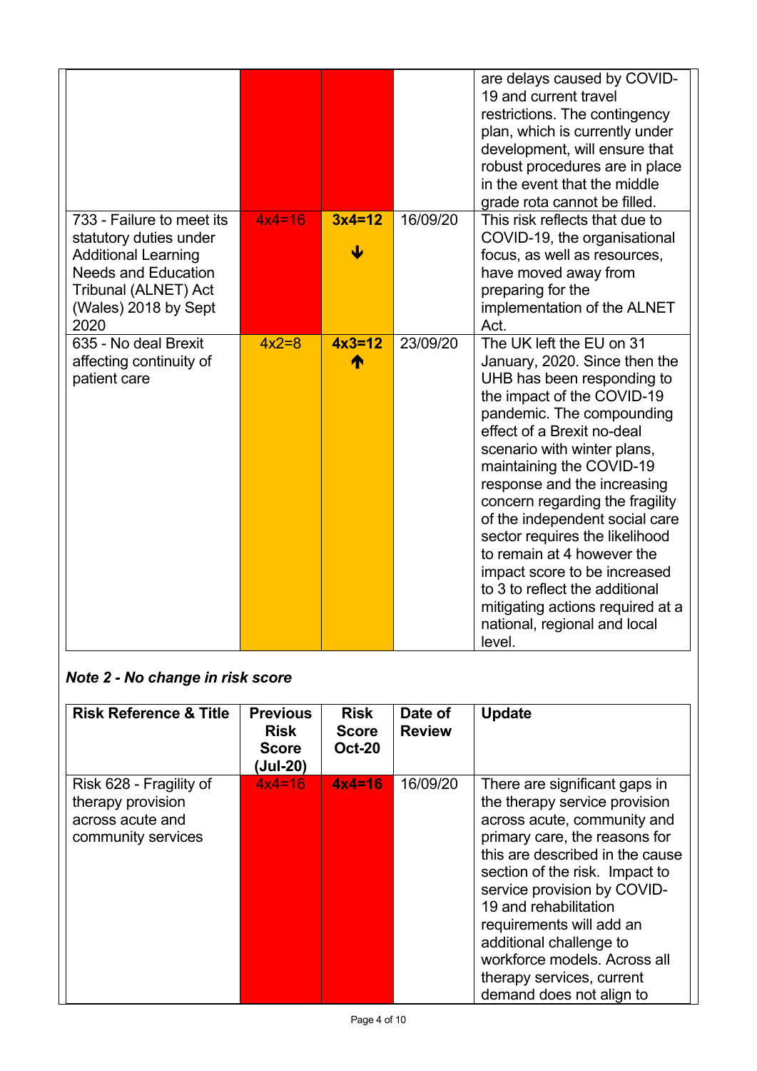| | | | | |
|---|---|---|---|---|
| | | | | are delays caused by COVID-19 and current travel restrictions. The contingency plan, which is currently under development, will ensure that robust procedures are in place in the event that the middle grade rota cannot be filled. |
| 733 - Failure to meet its statutory duties under Additional Learning Needs and Education Tribunal (ALNET) Act (Wales) 2018 by Sept 2020 | 4x4=16 | **3x4=12** ↓ | 16/09/20 | This risk reflects that due to COVID-19, the organisational focus, as well as resources, have moved away from preparing for the implementation of the ALNET Act. |
| 635 - No deal Brexit affecting continuity of patient care | 4x2=8 | **4x3=12** ↑ | 23/09/20 | The UK left the EU on 31 January, 2020. Since then the UHB has been responding to the impact of the COVID-19 pandemic. The compounding effect of a Brexit no-deal scenario with winter plans, maintaining the COVID-19 response and the increasing concern regarding the fragility of the independent social care sector requires the likelihood to remain at 4 however the impact score to be increased to 3 to reflect the additional mitigating actions required at a national, regional and local level. |

***Note 2 - No change in risk score***

| Risk Reference & Title | Previous Risk Score (Jul-20) | Risk Score Oct-20 | Date of Review | Update |
|---|---|---|---|---|
| Risk 628 - Fragility of therapy provision across acute and community services | 4x4=16 | **4x4=16** | 16/09/20 | There are significant gaps in the therapy service provision across acute, community and primary care, the reasons for this are described in the cause section of the risk. Impact to service provision by COVID-19 and rehabilitation requirements will add an additional challenge to workforce models. Across all therapy services, current demand does not align to |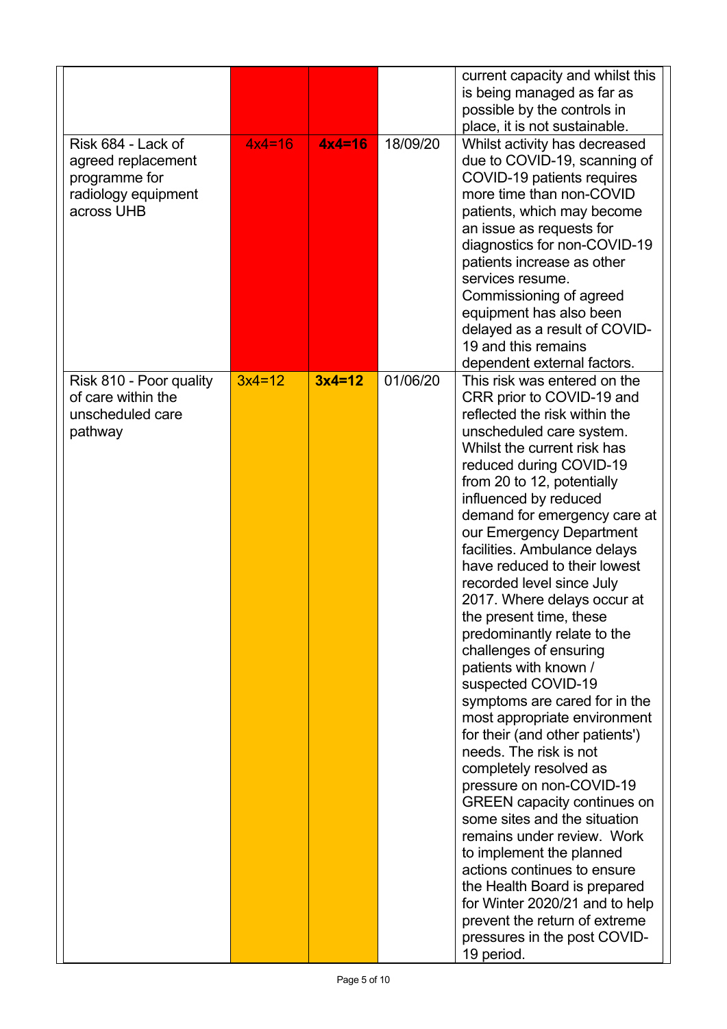| | | | | |
|---|---|---|---|---|
| | | | | current capacity and whilst this is being managed as far as possible by the controls in place, it is not sustainable. |
| Risk 684 - Lack of agreed replacement programme for radiology equipment across UHB | 4x4=16 | **4x4=16** | 18/09/20 | Whilst activity has decreased due to COVID-19, scanning of COVID-19 patients requires more time than non-COVID patients, which may become an issue as requests for diagnostics for non-COVID-19 patients increase as other services resume. Commissioning of agreed equipment has also been delayed as a result of COVID-19 and this remains dependent external factors. |
| Risk 810 - Poor quality of care within the unscheduled care pathway | 3x4=12 | **3x4=12** | 01/06/20 | This risk was entered on the CRR prior to COVID-19 and reflected the risk within the unscheduled care system. Whilst the current risk has reduced during COVID-19 from 20 to 12, potentially influenced by reduced demand for emergency care at our Emergency Department facilities. Ambulance delays have reduced to their lowest recorded level since July 2017. Where delays occur at the present time, these predominantly relate to the challenges of ensuring patients with known / suspected COVID-19 symptoms are cared for in the most appropriate environment for their (and other patients') needs. The risk is not completely resolved as pressure on non-COVID-19 GREEN capacity continues on some sites and the situation remains under review. Work to implement the planned actions continues to ensure the Health Board is prepared for Winter 2020/21 and to help prevent the return of extreme pressures in the post COVID-19 period. |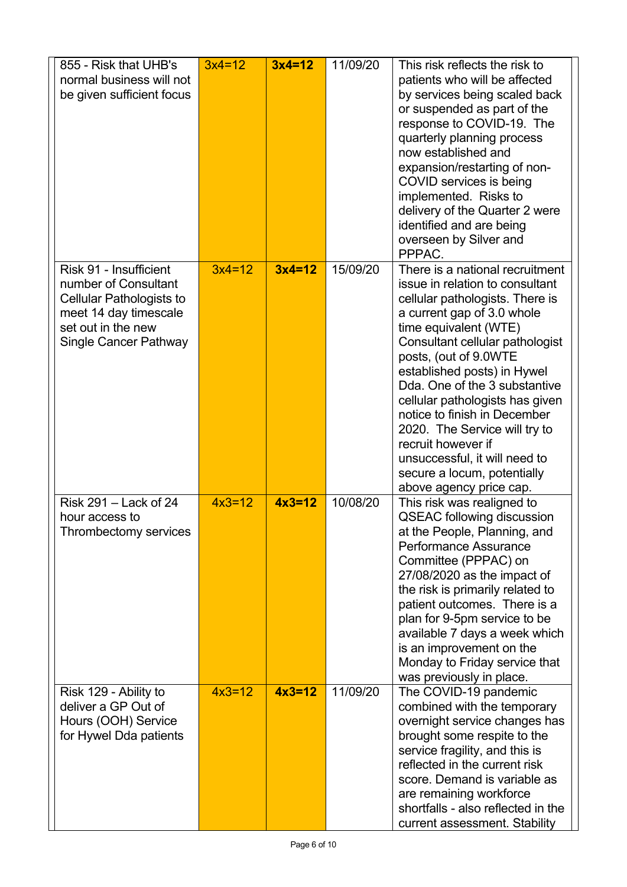| | | | | |
|---|---|---|---|---|
| 855 - Risk that UHB's normal business will not be given sufficient focus | 3x4=12 | **3x4=12** | 11/09/20 | This risk reflects the risk to patients who will be affected by services being scaled back or suspended as part of the response to COVID-19. The quarterly planning process now established and expansion/restarting of non-COVID services is being implemented. Risks to delivery of the Quarter 2 were identified and are being overseen by Silver and PPPAC. |
| Risk 91 - Insufficient number of Consultant Cellular Pathologists to meet 14 day timescale set out in the new Single Cancer Pathway | 3x4=12 | **3x4=12** | 15/09/20 | There is a national recruitment issue in relation to consultant cellular pathologists. There is a current gap of 3.0 whole time equivalent (WTE) Consultant cellular pathologist posts, (out of 9.0WTE established posts) in Hywel Dda. One of the 3 substantive cellular pathologists has given notice to finish in December 2020. The Service will try to recruit however if unsuccessful, it will need to secure a locum, potentially above agency price cap. |
| Risk 291 – Lack of 24 hour access to Thrombectomy services | 4x3=12 | **4x3=12** | 10/08/20 | This risk was realigned to QSEAC following discussion at the People, Planning, and Performance Assurance Committee (PPPAC) on 27/08/2020 as the impact of the risk is primarily related to patient outcomes. There is a plan for 9-5pm service to be available 7 days a week which is an improvement on the Monday to Friday service that was previously in place. |
| Risk 129 - Ability to deliver a GP Out of Hours (OOH) Service for Hywel Dda patients | 4x3=12 | **4x3=12** | 11/09/20 | The COVID-19 pandemic combined with the temporary overnight service changes has brought some respite to the service fragility, and this is reflected in the current risk score. Demand is variable as are remaining workforce shortfalls - also reflected in the current assessment. Stability |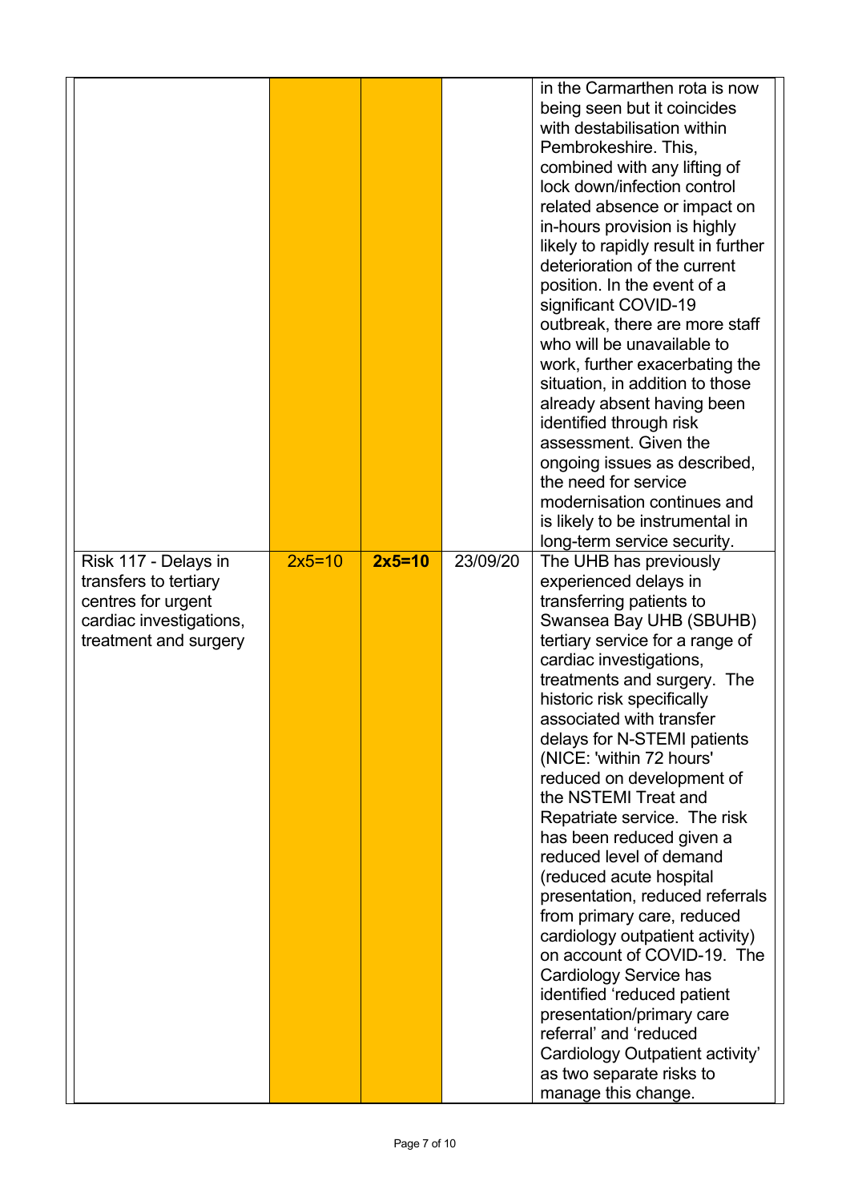| | | | | |
|---|---|---|---|---|
| | | | | in the Carmarthen rota is now being seen but it coincides with destabilisation within Pembrokeshire. This, combined with any lifting of lock down/infection control related absence or impact on in-hours provision is highly likely to rapidly result in further deterioration of the current position. In the event of a significant COVID-19 outbreak, there are more staff who will be unavailable to work, further exacerbating the situation, in addition to those already absent having been identified through risk assessment. Given the ongoing issues as described, the need for service modernisation continues and is likely to be instrumental in long-term service security. |
| Risk 117 - Delays in transfers to tertiary centres for urgent cardiac investigations, treatment and surgery | 2x5=10 | **2x5=10** | 23/09/20 | The UHB has previously experienced delays in transferring patients to Swansea Bay UHB (SBUHB) tertiary service for a range of cardiac investigations, treatments and surgery. The historic risk specifically associated with transfer delays for N-STEMI patients (NICE: 'within 72 hours' reduced on development of the NSTEMI Treat and Repatriate service. The risk has been reduced given a reduced level of demand (reduced acute hospital presentation, reduced referrals from primary care, reduced cardiology outpatient activity) on account of COVID-19. The Cardiology Service has identified 'reduced patient presentation/primary care referral' and 'reduced Cardiology Outpatient activity' as two separate risks to manage this change. |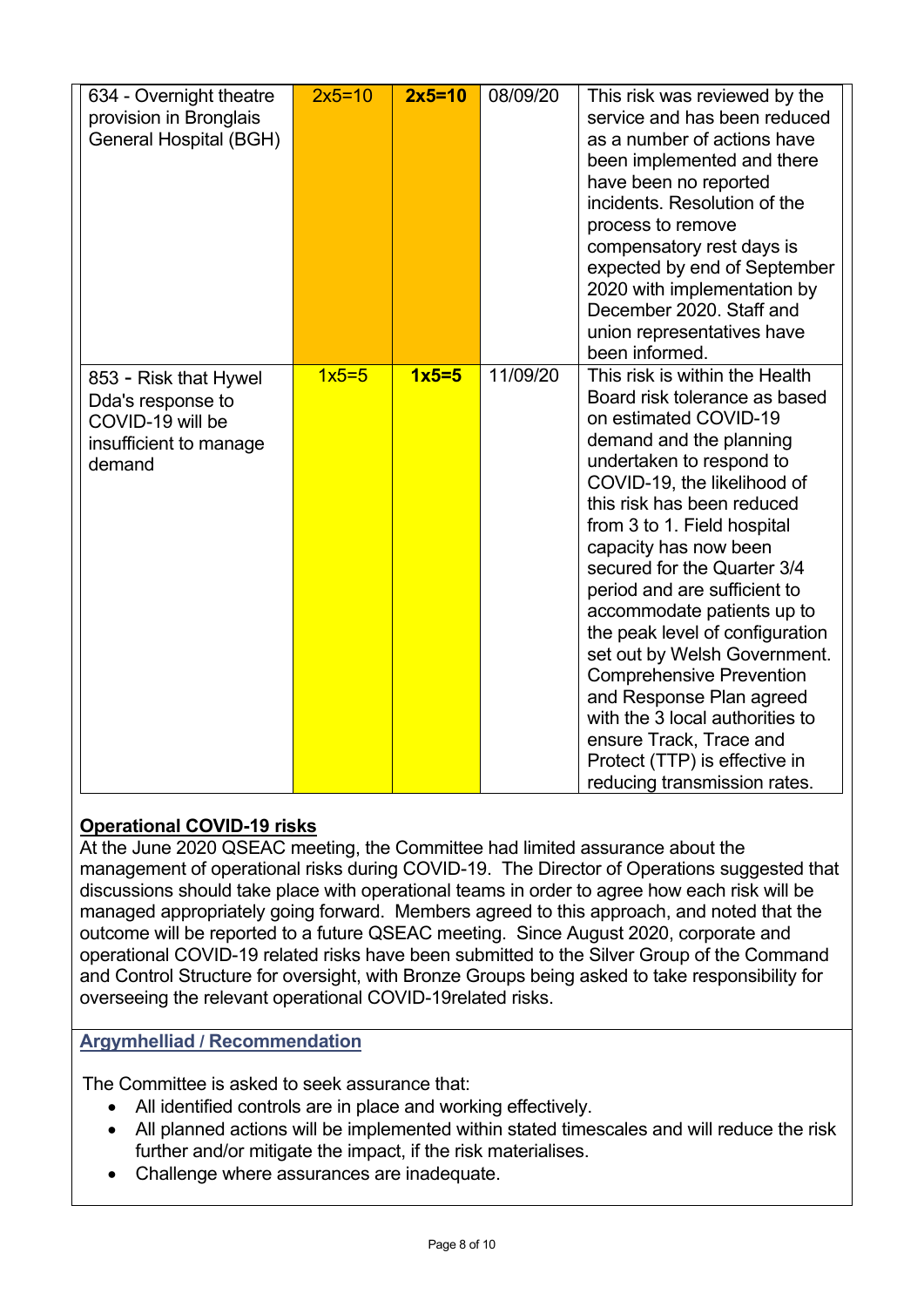| | | | | |
|---|---|---|---|---|
| 634 - Overnight theatre provision in Bronglais General Hospital (BGH) | 2x5=10 | **2x5=10** | 08/09/20 | This risk was reviewed by the service and has been reduced as a number of actions have been implemented and there have been no reported incidents. Resolution of the process to remove compensatory rest days is expected by end of September 2020 with implementation by December 2020. Staff and union representatives have been informed. |
| 853 - Risk that Hywel Dda's response to COVID-19 will be insufficient to manage demand | 1x5=5 | **1x5=5** | 11/09/20 | This risk is within the Health Board risk tolerance as based on estimated COVID-19 demand and the planning undertaken to respond to COVID-19, the likelihood of this risk has been reduced from 3 to 1. Field hospital capacity has now been secured for the Quarter 3/4 period and are sufficient to accommodate patients up to the peak level of configuration set out by Welsh Government. Comprehensive Prevention and Response Plan agreed with the 3 local authorities to ensure Track, Trace and Protect (TTP) is effective in reducing transmission rates. |

**Operational COVID-19 risks**

At the June 2020 QSEAC meeting, the Committee had limited assurance about the management of operational risks during COVID-19. The Director of Operations suggested that discussions should take place with operational teams in order to agree how each risk will be managed appropriately going forward. Members agreed to this approach, and noted that the outcome will be reported to a future QSEAC meeting. Since August 2020, corporate and operational COVID-19 related risks have been submitted to the Silver Group of the Command and Control Structure for oversight, with Bronze Groups being asked to take responsibility for overseeing the relevant operational COVID-19related risks.

## Argymhelliad / Recommendation

The Committee is asked to seek assurance that:

- All identified controls are in place and working effectively.
- All planned actions will be implemented within stated timescales and will reduce the risk further and/or mitigate the impact, if the risk materialises.
- Challenge where assurances are inadequate.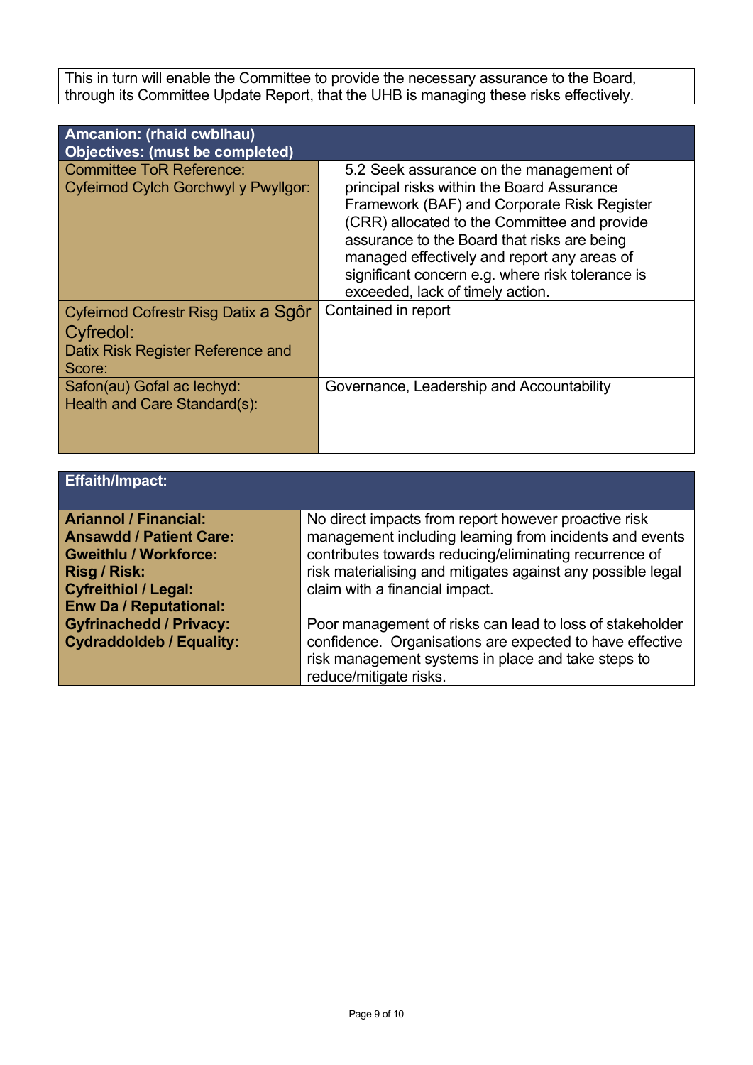| This in turn will enable the Committee to provide the necessary assurance to the Board, through its Committee Update Report, that the UHB is managing these risks effectively. |
|---|

| **Amcanion: (rhaid cwblhau)<br>Objectives: (must be completed)** | |
|---|---|
| Committee ToR Reference:<br>Cyfeirnod Cylch Gorchwyl y Pwyllgor: | 5.2 Seek assurance on the management of principal risks within the Board Assurance Framework (BAF) and Corporate Risk Register (CRR) allocated to the Committee and provide assurance to the Board that risks are being managed effectively and report any areas of significant concern e.g. where risk tolerance is exceeded, lack of timely action. |
| Cyfeirnod Cofrestr Risg Datix a Sgôr Cyfredol:<br>Datix Risk Register Reference and Score: | Contained in report |
| Safon(au) Gofal ac Iechyd:<br>Health and Care Standard(s): | Governance, Leadership and Accountability |

| **Effaith/Impact:** | |
|---|---|
| **Ariannol / Financial:**<br>**Ansawdd / Patient Care:**<br>**Gweithlu / Workforce:**<br>**Risg / Risk:**<br>**Cyfreithiol / Legal:**<br>**Enw Da / Reputational:**<br>**Gyfrinachedd / Privacy:**<br>**Cydraddoldeb / Equality:** | No direct impacts from report however proactive risk management including learning from incidents and events contributes towards reducing/eliminating recurrence of risk materialising and mitigates against any possible legal claim with a financial impact.<br><br>Poor management of risks can lead to loss of stakeholder confidence. Organisations are expected to have effective risk management systems in place and take steps to reduce/mitigate risks. |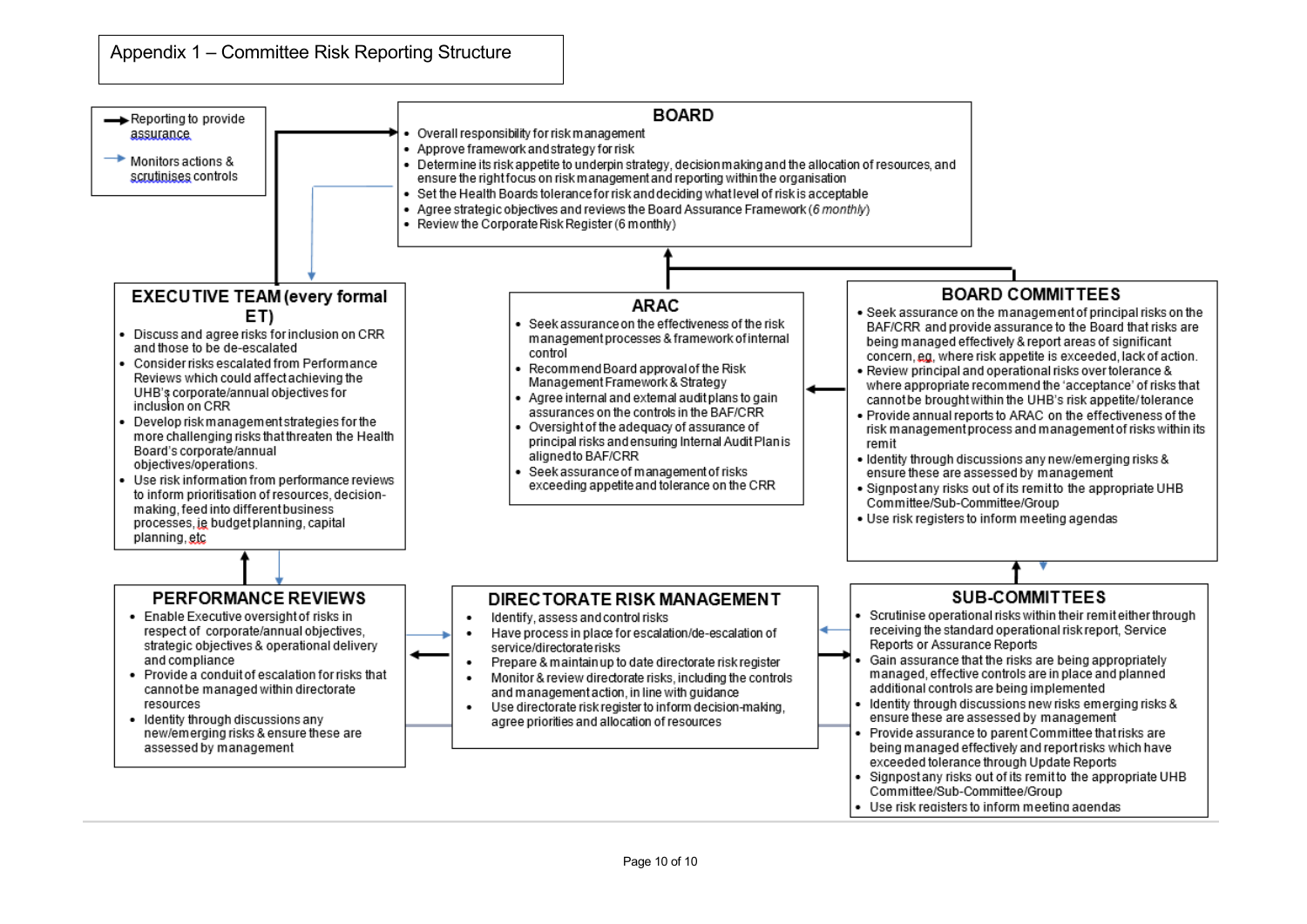# Appendix 1 – Committee Risk Reporting Structure

**Key:**
- Reporting to provide assurance
- Monitors actions & scrutinises controls

## BOARD

- Overall responsibility for risk management
- Approve framework and strategy for risk
- Determine its risk appetite to underpin strategy, decision making and the allocation of resources, and ensure the right focus on risk management and reporting within the organisation
- Set the Health Boards tolerance for risk and deciding what level of risk is acceptable
- Agree strategic objectives and reviews the Board Assurance Framework (*6 monthly*)
- Review the Corporate Risk Register (6 monthly)

## EXECUTIVE TEAM (every formal ET)

- Discuss and agree risks for inclusion on CRR and those to be de-escalated
- Consider risks escalated from Performance Reviews which could affect achieving the UHB's corporate/annual objectives for inclusion on CRR
- Develop risk management strategies for the more challenging risks that threaten the Health Board's corporate/annual objectives/operations.
- Use risk information from performance reviews to inform prioritisation of resources, decision-making, feed into different business processes, ie budget planning, capital planning, etc

## ARAC

- Seek assurance on the effectiveness of the risk management processes & framework of internal control
- Recommend Board approval of the Risk Management Framework & Strategy
- Agree internal and external audit plans to gain assurances on the controls in the BAF/CRR
- Oversight of the adequacy of assurance of principal risks and ensuring Internal Audit Plan is aligned to BAF/CRR
- Seek assurance of management of risks exceeding appetite and tolerance on the CRR

## BOARD COMMITTEES

- Seek assurance on the management of principal risks on the BAF/CRR and provide assurance to the Board that risks are being managed effectively & report areas of significant concern, eg, where risk appetite is exceeded, lack of action.
- Review principal and operational risks over tolerance & where appropriate recommend the 'acceptance' of risks that cannot be brought within the UHB's risk appetite/tolerance
- Provide annual reports to ARAC on the effectiveness of the risk management process and management of risks within its remit
- Identity through discussions any new/emerging risks & ensure these are assessed by management
- Signpost any risks out of its remit to the appropriate UHB Committee/Sub-Committee/Group
- Use risk registers to inform meeting agendas

## PERFORMANCE REVIEWS

- Enable Executive oversight of risks in respect of corporate/annual objectives, strategic objectives & operational delivery and compliance
- Provide a conduit of escalation for risks that cannot be managed within directorate resources
- Identity through discussions any new/emerging risks & ensure these are assessed by management

## DIRECTORATE RISK MANAGEMENT

- Identify, assess and control risks
- Have process in place for escalation/de-escalation of service/directorate risks
- Prepare & maintain up to date directorate risk register
- Monitor & review directorate risks, including the controls and management action, in line with guidance
- Use directorate risk register to inform decision-making, agree priorities and allocation of resources

## SUB-COMMITTEES

- Scrutinise operational risks within their remit either through receiving the standard operational risk report, Service Reports or Assurance Reports
- Gain assurance that the risks are being appropriately managed, effective controls are in place and planned additional controls are being implemented
- Identity through discussions new risks emerging risks & ensure these are assessed by management
- Provide assurance to parent Committee that risks are being managed effectively and report risks which have exceeded tolerance through Update Reports
- Signpost any risks out of its remit to the appropriate UHB Committee/Sub-Committee/Group
- Use risk registers to inform meeting agendas